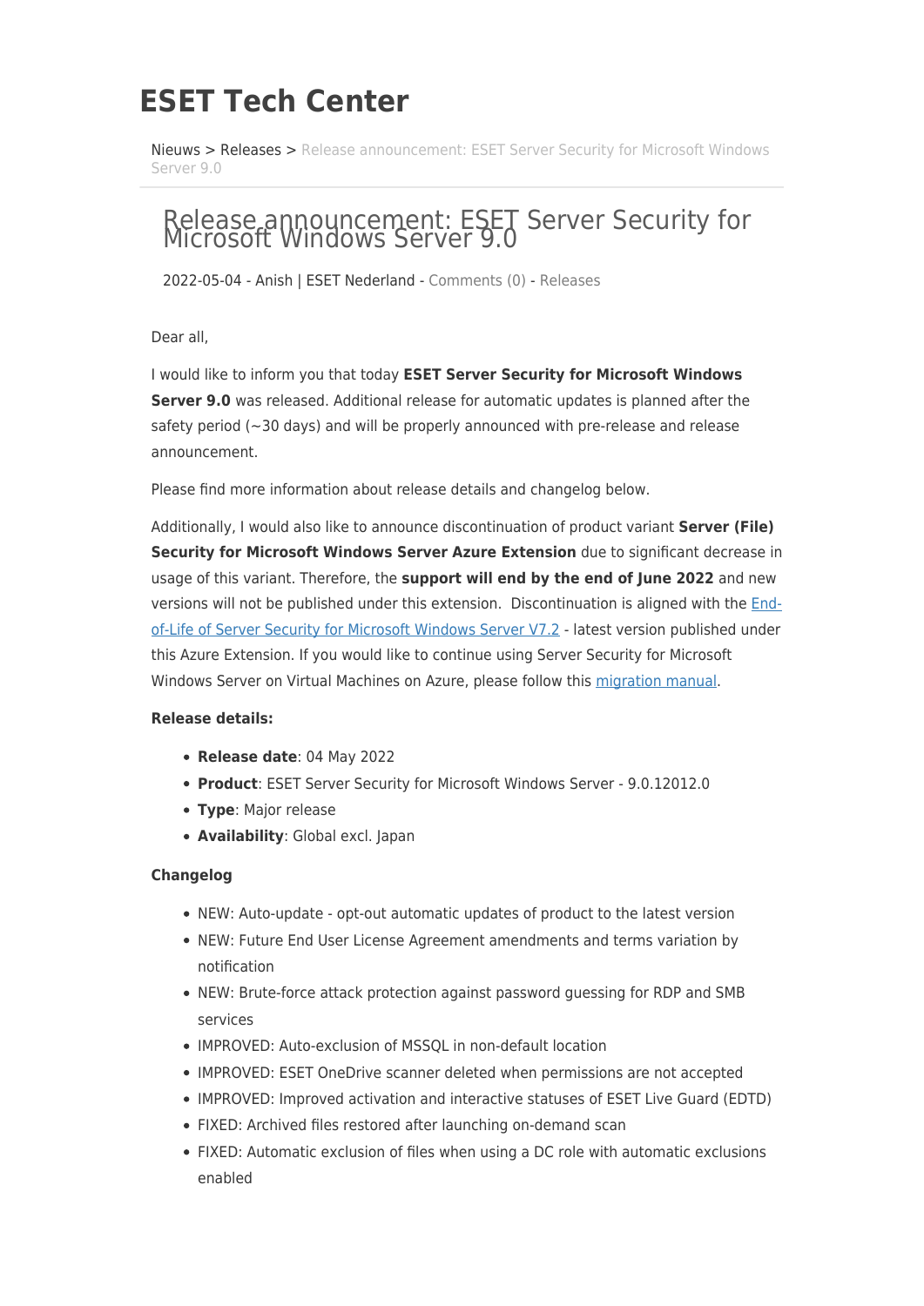# ESET Tech Center

Nieuws > Releases > Release announcement: ESET Server Security for Microsoft Windows Server 9.0

## Release announcement: ESET Server Security for Microsoft Windows Server 9.0

2022-05-04 - Anish | ESET Nederland - Comments (0) - Releases

Dear all,

I would like to inform you that today **ESET Server Security for Microsoft Windows Server 9.0** was released. Additional release for automatic updates is planned after the safety period (~30 days) and will be properly announced with pre-release and release announcement.

Please find more information about release details and changelog below.

Additionally, I would also like to announce discontinuation of product variant **Server (File) Security for Microsoft Windows Server Azure Extension** due to significant decrease in usage of this variant. Therefore, the **support will end by the end of June 2022** and new versions will not be published under this extension. Discontinuation is aligned with the End-of-Life of Server Security for Microsoft Windows Server V7.2 - latest version published under this Azure Extension. If you would like to continue using Server Security for Microsoft Windows Server on Virtual Machines on Azure, please follow this migration manual.

**Release details:**

- **Release date**: 04 May 2022
- **Product**: ESET Server Security for Microsoft Windows Server - 9.0.12012.0
- **Type**: Major release
- **Availability**: Global excl. Japan

**Changelog**

- NEW: Auto-update - opt-out automatic updates of product to the latest version
- NEW: Future End User License Agreement amendments and terms variation by notification
- NEW: Brute-force attack protection against password guessing for RDP and SMB services
- IMPROVED: Auto-exclusion of MSSQL in non-default location
- IMPROVED: ESET OneDrive scanner deleted when permissions are not accepted
- IMPROVED: Improved activation and interactive statuses of ESET Live Guard (EDTD)
- FIXED: Archived files restored after launching on-demand scan
- FIXED: Automatic exclusion of files when using a DC role with automatic exclusions enabled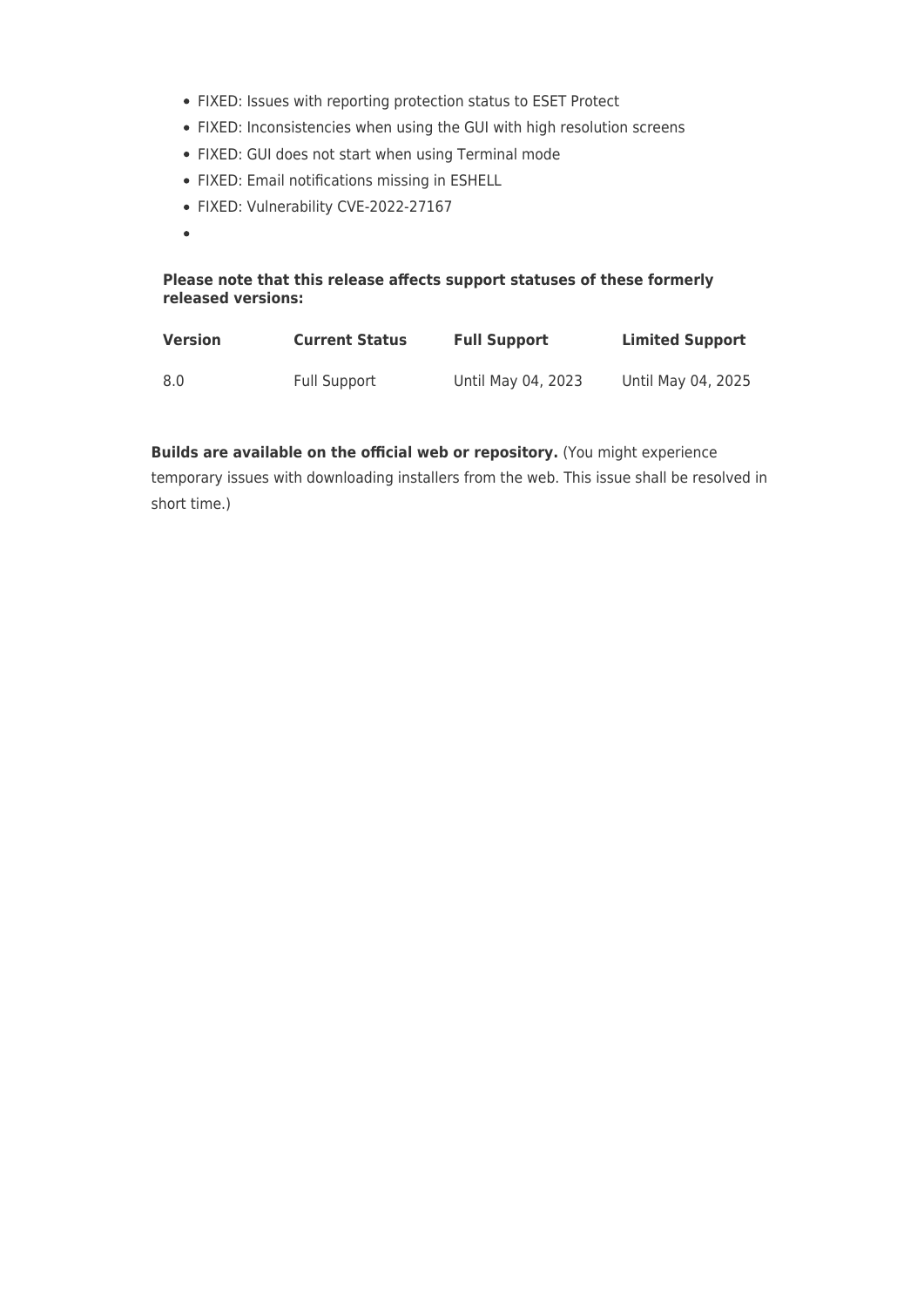- FIXED: Issues with reporting protection status to ESET Protect
- FIXED: Inconsistencies when using the GUI with high resolution screens
- FIXED: GUI does not start when using Terminal mode
- FIXED: Email notifications missing in ESHELL
- FIXED: Vulnerability CVE-2022-27167
- 

**Please note that this release affects support statuses of these formerly released versions:**

| Version | Current Status | Full Support | Limited Support |
|---|---|---|---|
| 8.0 | Full Support | Until May 04, 2023 | Until May 04, 2025 |

**Builds are available on the official web or repository.** (You might experience temporary issues with downloading installers from the web. This issue shall be resolved in short time.)